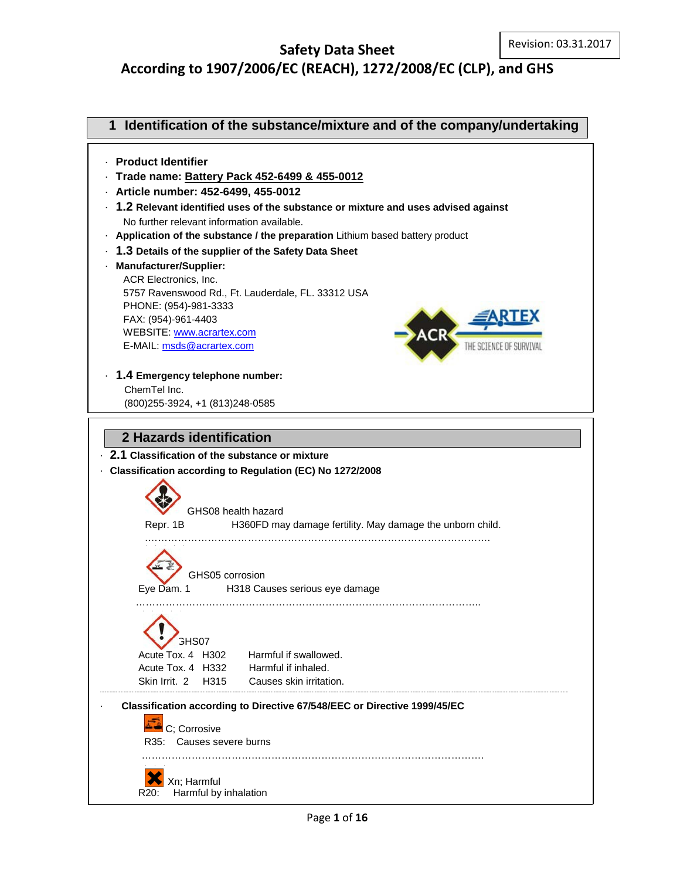# Safety Data Sheet
## According to 1907/2006/EC (REACH), 1272/2008/EC (CLP), and GHS

Revision: 03.31.2017

## 1 Identification of the substance/mixture and of the company/undertaking

- **Product Identifier**
- **Trade name: Battery Pack 452-6499 & 455-0012**
- **Article number: 452-6499, 455-0012**
- **1.2 Relevant identified uses of the substance or mixture and uses advised against**
  No further relevant information available.
- **Application of the substance / the preparation** Lithium based battery product
- **1.3 Details of the supplier of the Safety Data Sheet**
- **Manufacturer/Supplier:**
  ACR Electronics, Inc.
  5757 Ravenswood Rd., Ft. Lauderdale, FL. 33312 USA
  PHONE: (954)-981-3333
  FAX: (954)-961-4403
  WEBSITE: www.acrartex.com
  E-MAIL: msds@acrartex.com
- **1.4 Emergency telephone number:**
  ChemTel Inc.
  (800)255-3924, +1 (813)248-0585

## 2 Hazards identification

- **2.1 Classification of the substance or mixture**
- **Classification according to Regulation (EC) No 1272/2008**

GHS08 health hazard

Repr. 1B H360FD may damage fertility. May damage the unborn child.

GHS05 corrosion

Eye Dam. 1 H318 Causes serious eye damage

GHS07

| | | |
|---|---|---|
| Acute Tox. 4 | H302 | Harmful if swallowed. |
| Acute Tox. 4 | H332 | Harmful if inhaled. |
| Skin Irrit. 2 | H315 | Causes skin irritation. |

- **Classification according to Directive 67/548/EEC or Directive 1999/45/EC**

C; Corrosive

R35: Causes severe burns

Xn; Harmful

R20: Harmful by inhalation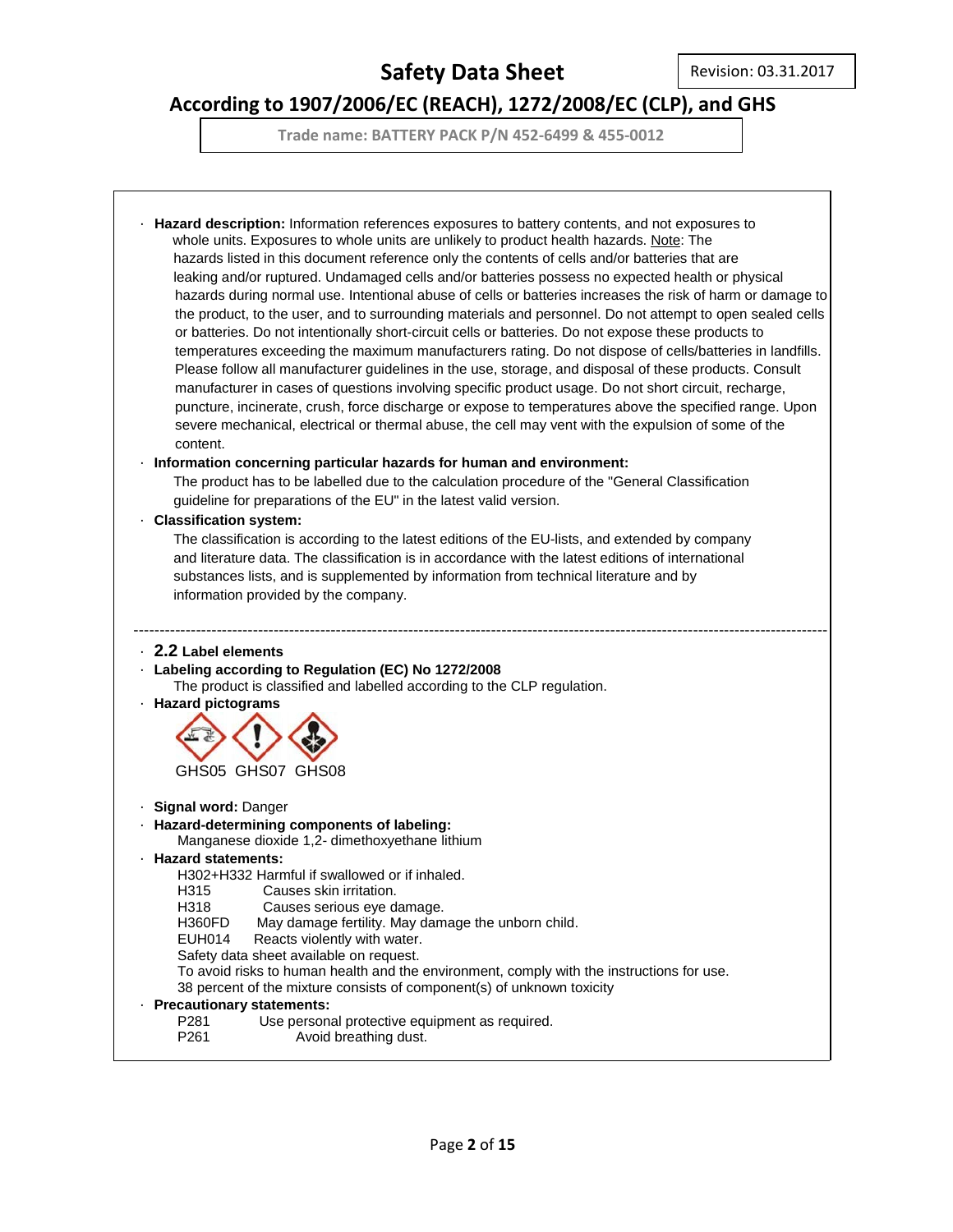· **Hazard description:** Information references exposures to battery contents, and not exposures to whole units. Exposures to whole units are unlikely to product health hazards. Note: The hazards listed in this document reference only the contents of cells and/or batteries that are leaking and/or ruptured. Undamaged cells and/or batteries possess no expected health or physical hazards during normal use. Intentional abuse of cells or batteries increases the risk of harm or damage to the product, to the user, and to surrounding materials and personnel. Do not attempt to open sealed cells or batteries. Do not intentionally short-circuit cells or batteries. Do not expose these products to temperatures exceeding the maximum manufacturers rating. Do not dispose of cells/batteries in landfills. Please follow all manufacturer guidelines in the use, storage, and disposal of these products. Consult manufacturer in cases of questions involving specific product usage. Do not short circuit, recharge, puncture, incinerate, crush, force discharge or expose to temperatures above the specified range. Upon severe mechanical, electrical or thermal abuse, the cell may vent with the expulsion of some of the content.

· **Information concerning particular hazards for human and environment:**
The product has to be labelled due to the calculation procedure of the "General Classification guideline for preparations of the EU" in the latest valid version.

· **Classification system:**
The classification is according to the latest editions of the EU-lists, and extended by company and literature data. The classification is in accordance with the latest editions of international substances lists, and is supplemented by information from technical literature and by information provided by the company.

---

· **2.2 Label elements**

· **Labeling according to Regulation (EC) No 1272/2008**
The product is classified and labelled according to the CLP regulation.

· **Hazard pictograms**

GHS05 GHS07 GHS08

· **Signal word:** Danger

· **Hazard-determining components of labeling:**
Manganese dioxide 1,2- dimethoxyethane lithium

· **Hazard statements:**
H302+H332 Harmful if swallowed or if inhaled.
H315 Causes skin irritation.
H318 Causes serious eye damage.
H360FD May damage fertility. May damage the unborn child.
EUH014 Reacts violently with water.
Safety data sheet available on request.
To avoid risks to human health and the environment, comply with the instructions for use.
38 percent of the mixture consists of component(s) of unknown toxicity

· **Precautionary statements:**
P281 Use personal protective equipment as required.
P261 Avoid breathing dust.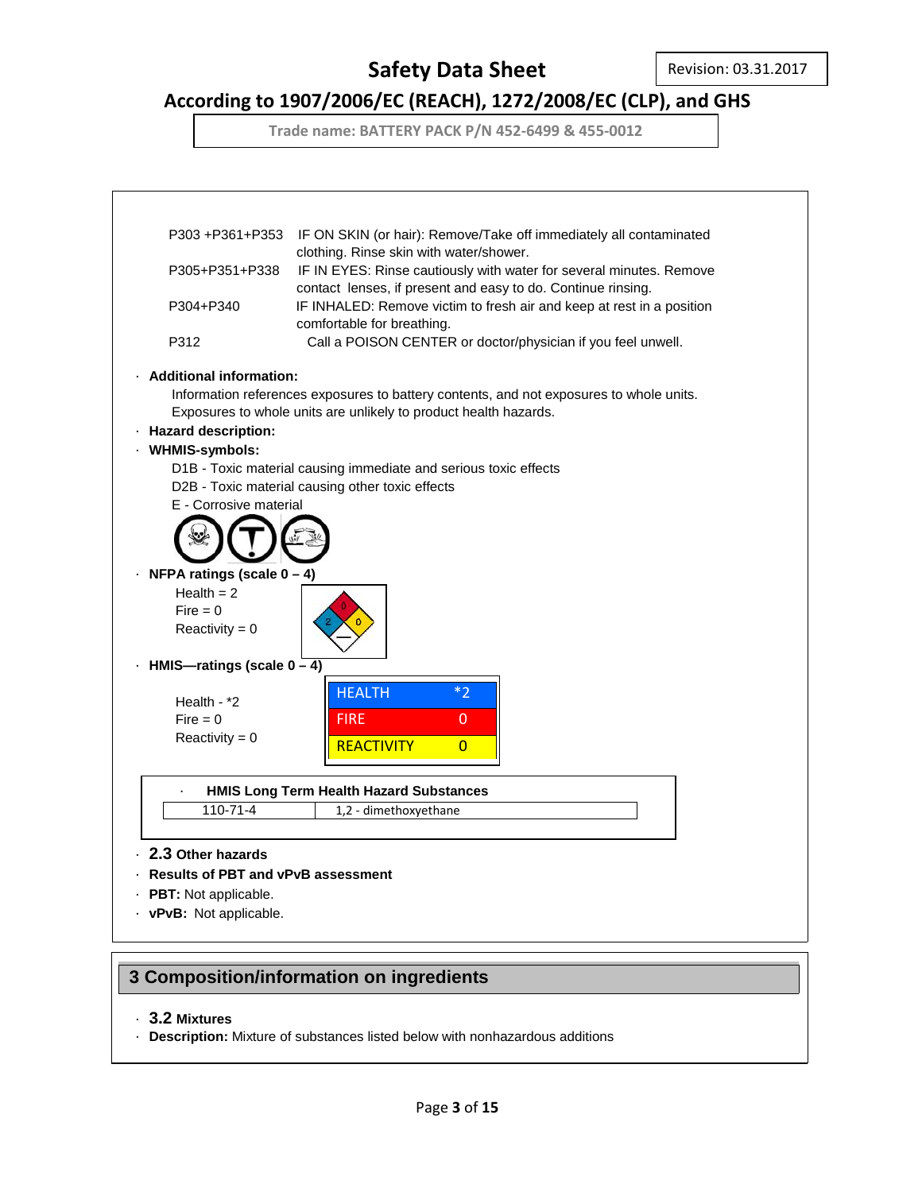| | |
|---|---|
| P303 +P361+P353 | IF ON SKIN (or hair): Remove/Take off immediately all contaminated clothing. Rinse skin with water/shower. |
| P305+P351+P338 | IF IN EYES: Rinse cautiously with water for several minutes. Remove contact lenses, if present and easy to do. Continue rinsing. |
| P304+P340 | IF INHALED: Remove victim to fresh air and keep at rest in a position comfortable for breathing. |
| P312 | Call a POISON CENTER or doctor/physician if you feel unwell. |

- **Additional information:**
  Information references exposures to battery contents, and not exposures to whole units. Exposures to whole units are unlikely to product health hazards.
- **Hazard description:**
- **WHMIS-symbols:**
  D1B - Toxic material causing immediate and serious toxic effects
  D2B - Toxic material causing other toxic effects
  E - Corrosive material
- **NFPA ratings (scale 0 – 4)**
  Health = 2
  Fire = 0
  Reactivity = 0
- **HMIS—ratings (scale 0 – 4)**
  Health - *2
  Fire = 0
  Reactivity = 0

| HMIS | |
|---|---|
| HEALTH | *2 |
| FIRE | 0 |
| REACTIVITY | 0 |

**HMIS Long Term Health Hazard Substances**

| | |
|---|---|
| 110-71-4 | 1,2 - dimethoxyethane |

- **2.3 Other hazards**
- **Results of PBT and vPvB assessment**
- **PBT:** Not applicable.
- **vPvB:** Not applicable.

## 3 Composition/information on ingredients

- **3.2 Mixtures**
- **Description:** Mixture of substances listed below with nonhazardous additions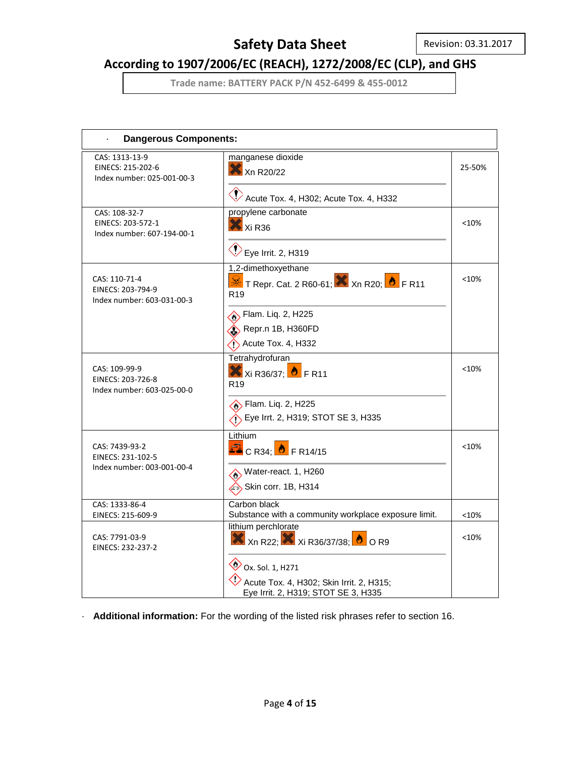· **Dangerous Components:**

| | | |
|---|---|---|
| CAS: 1313-13-9<br>EINECS: 215-202-6<br>Index number: 025-001-00-3 | manganese dioxide<br>Xn R20/22<br>Acute Tox. 4, H302; Acute Tox. 4, H332 | 25-50% |
| CAS: 108-32-7<br>EINECS: 203-572-1<br>Index number: 607-194-00-1 | propylene carbonate<br>Xi R36<br>Eye Irrit. 2, H319 | <10% |
| CAS: 110-71-4<br>EINECS: 203-794-9<br>Index number: 603-031-00-3 | 1,2-dimethoxyethane<br>T Repr. Cat. 2 R60-61; Xn R20; F R11<br>R19<br>Flam. Liq. 2, H225<br>Repr.n 1B, H360FD<br>Acute Tox. 4, H332 | <10% |
| CAS: 109-99-9<br>EINECS: 203-726-8<br>Index number: 603-025-00-0 | Tetrahydrofuran<br>Xi R36/37; F R11<br>R19<br>Flam. Liq. 2, H225<br>Eye Irrt. 2, H319; STOT SE 3, H335 | <10% |
| CAS: 7439-93-2<br>EINECS: 231-102-5<br>Index number: 003-001-00-4 | Lithium<br>C R34; F R14/15<br>Water-react. 1, H260<br>Skin corr. 1B, H314 | <10% |
| CAS: 1333-86-4<br>EINECS: 215-609-9 | Carbon black<br>Substance with a community workplace exposure limit. | <10% |
| CAS: 7791-03-9<br>EINECS: 232-237-2 | lithium perchlorate<br>Xn R22; Xi R36/37/38; O R9<br>Ox. Sol. 1, H271<br>Acute Tox. 4, H302; Skin Irrit. 2, H315; Eye Irrit. 2, H319; STOT SE 3, H335 | <10% |

· **Additional information:** For the wording of the listed risk phrases refer to section 16.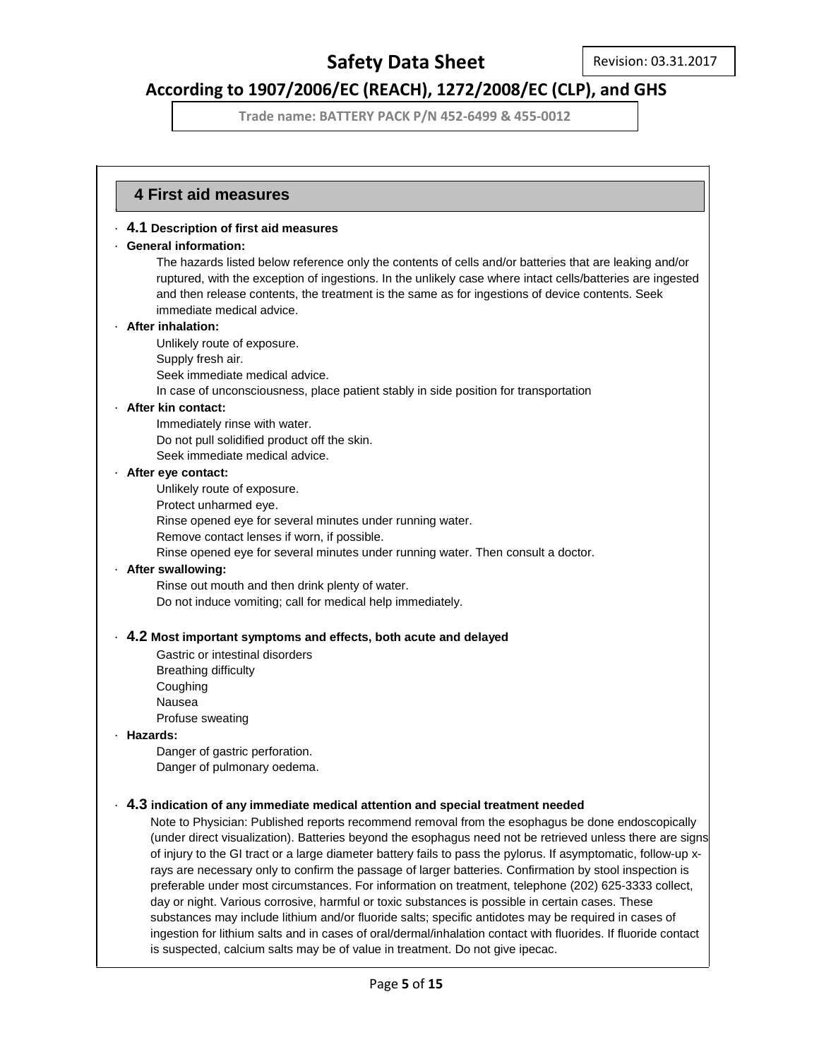## 4 First aid measures

· **4.1 Description of first aid measures**

· **General information:**

The hazards listed below reference only the contents of cells and/or batteries that are leaking and/or ruptured, with the exception of ingestions. In the unlikely case where intact cells/batteries are ingested and then release contents, the treatment is the same as for ingestions of device contents. Seek immediate medical advice.

· **After inhalation:**

Unlikely route of exposure.
Supply fresh air.
Seek immediate medical advice.
In case of unconsciousness, place patient stably in side position for transportation

· **After kin contact:**

Immediately rinse with water.
Do not pull solidified product off the skin.
Seek immediate medical advice.

· **After eye contact:**

Unlikely route of exposure.
Protect unharmed eye.
Rinse opened eye for several minutes under running water.
Remove contact lenses if worn, if possible.
Rinse opened eye for several minutes under running water. Then consult a doctor.

· **After swallowing:**

Rinse out mouth and then drink plenty of water.
Do not induce vomiting; call for medical help immediately.

· **4.2 Most important symptoms and effects, both acute and delayed**

Gastric or intestinal disorders
Breathing difficulty
Coughing
Nausea
Profuse sweating

· **Hazards:**

Danger of gastric perforation.
Danger of pulmonary oedema.

· **4.3 indication of any immediate medical attention and special treatment needed**

Note to Physician: Published reports recommend removal from the esophagus be done endoscopically (under direct visualization). Batteries beyond the esophagus need not be retrieved unless there are signs of injury to the GI tract or a large diameter battery fails to pass the pylorus. If asymptomatic, follow-up x-rays are necessary only to confirm the passage of larger batteries. Confirmation by stool inspection is preferable under most circumstances. For information on treatment, telephone (202) 625-3333 collect, day or night. Various corrosive, harmful or toxic substances is possible in certain cases. These substances may include lithium and/or fluoride salts; specific antidotes may be required in cases of ingestion for lithium salts and in cases of oral/dermal/inhalation contact with fluorides. If fluoride contact is suspected, calcium salts may be of value in treatment. Do not give ipecac.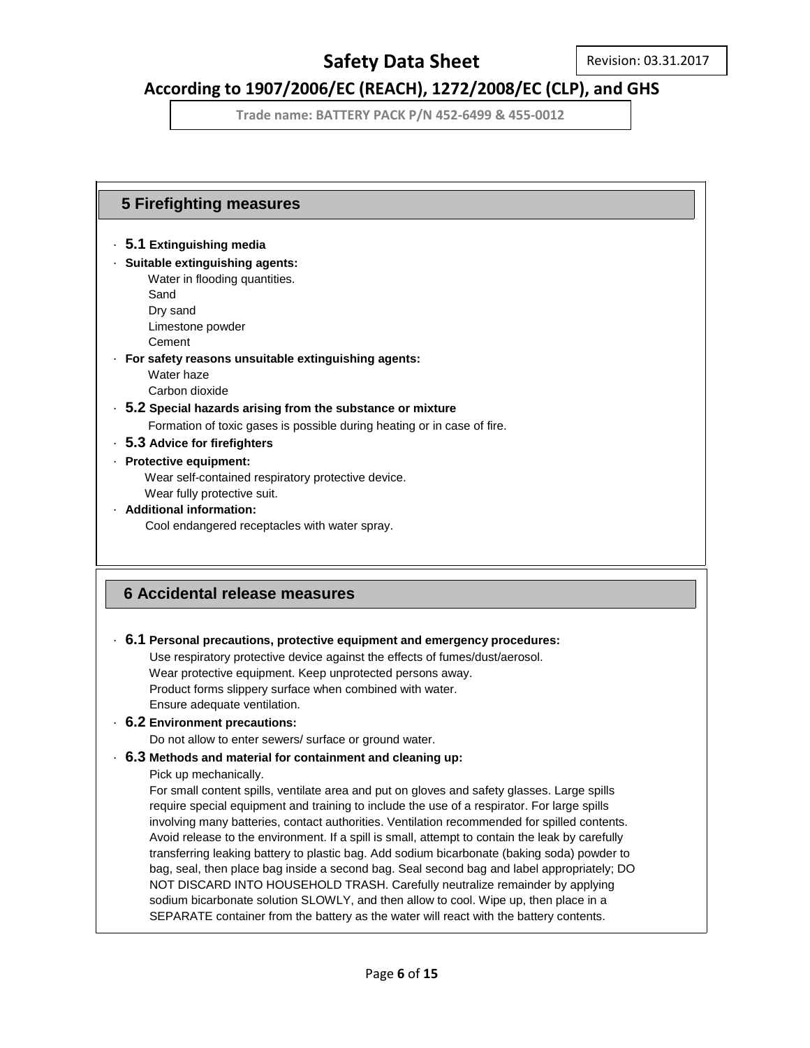## 5 Firefighting measures

- **5.1 Extinguishing media**
- **Suitable extinguishing agents:**
  Water in flooding quantities.
  Sand
  Dry sand
  Limestone powder
  Cement
- **For safety reasons unsuitable extinguishing agents:**
  Water haze
  Carbon dioxide
- **5.2 Special hazards arising from the substance or mixture**
  Formation of toxic gases is possible during heating or in case of fire.
- **5.3 Advice for firefighters**
- **Protective equipment:**
  Wear self-contained respiratory protective device.
  Wear fully protective suit.
- **Additional information:**
  Cool endangered receptacles with water spray.

## 6 Accidental release measures

- **6.1 Personal precautions, protective equipment and emergency procedures:**
  Use respiratory protective device against the effects of fumes/dust/aerosol.
  Wear protective equipment. Keep unprotected persons away.
  Product forms slippery surface when combined with water.
  Ensure adequate ventilation.
- **6.2 Environment precautions:**
  Do not allow to enter sewers/ surface or ground water.
- **6.3 Methods and material for containment and cleaning up:**
  Pick up mechanically.
  For small content spills, ventilate area and put on gloves and safety glasses. Large spills require special equipment and training to include the use of a respirator. For large spills involving many batteries, contact authorities. Ventilation recommended for spilled contents. Avoid release to the environment. If a spill is small, attempt to contain the leak by carefully transferring leaking battery to plastic bag. Add sodium bicarbonate (baking soda) powder to bag, seal, then place bag inside a second bag. Seal second bag and label appropriately; DO NOT DISCARD INTO HOUSEHOLD TRASH. Carefully neutralize remainder by applying sodium bicarbonate solution SLOWLY, and then allow to cool. Wipe up, then place in a SEPARATE container from the battery as the water will react with the battery contents.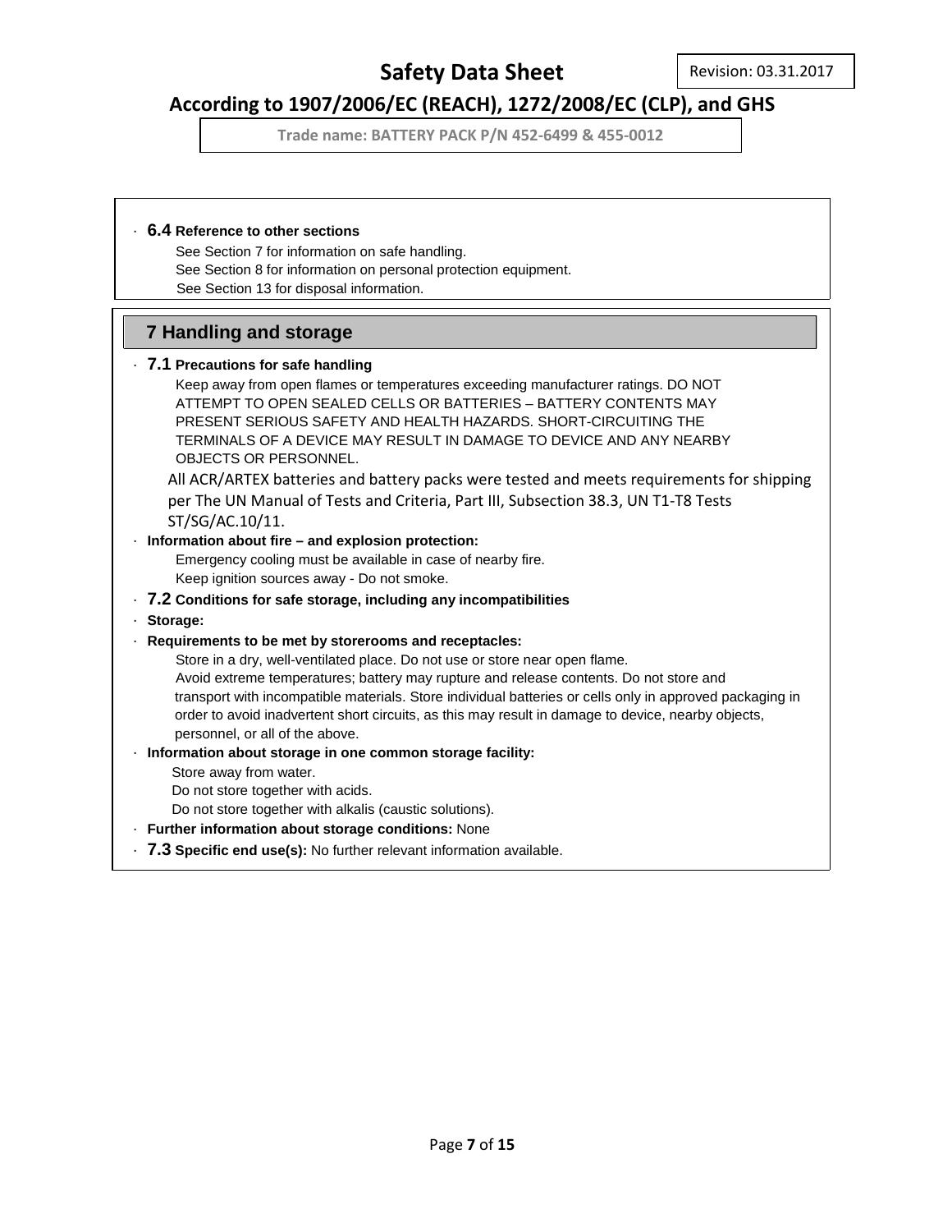· **6.4 Reference to other sections**

See Section 7 for information on safe handling.
See Section 8 for information on personal protection equipment.
See Section 13 for disposal information.

## 7 Handling and storage

· **7.1 Precautions for safe handling**

Keep away from open flames or temperatures exceeding manufacturer ratings. DO NOT ATTEMPT TO OPEN SEALED CELLS OR BATTERIES – BATTERY CONTENTS MAY PRESENT SERIOUS SAFETY AND HEALTH HAZARDS. SHORT-CIRCUITING THE TERMINALS OF A DEVICE MAY RESULT IN DAMAGE TO DEVICE AND ANY NEARBY OBJECTS OR PERSONNEL.

All ACR/ARTEX batteries and battery packs were tested and meets requirements for shipping per The UN Manual of Tests and Criteria, Part III, Subsection 38.3, UN T1-T8 Tests ST/SG/AC.10/11.

· **Information about fire – and explosion protection:**

Emergency cooling must be available in case of nearby fire.
Keep ignition sources away - Do not smoke.

· **7.2 Conditions for safe storage, including any incompatibilities**

· **Storage:**

· **Requirements to be met by storerooms and receptacles:**

Store in a dry, well-ventilated place. Do not use or store near open flame.
Avoid extreme temperatures; battery may rupture and release contents. Do not store and transport with incompatible materials. Store individual batteries or cells only in approved packaging in order to avoid inadvertent short circuits, as this may result in damage to device, nearby objects, personnel, or all of the above.

· **Information about storage in one common storage facility:**

Store away from water.
Do not store together with acids.
Do not store together with alkalis (caustic solutions).

· **Further information about storage conditions:** None

· **7.3 Specific end use(s):** No further relevant information available.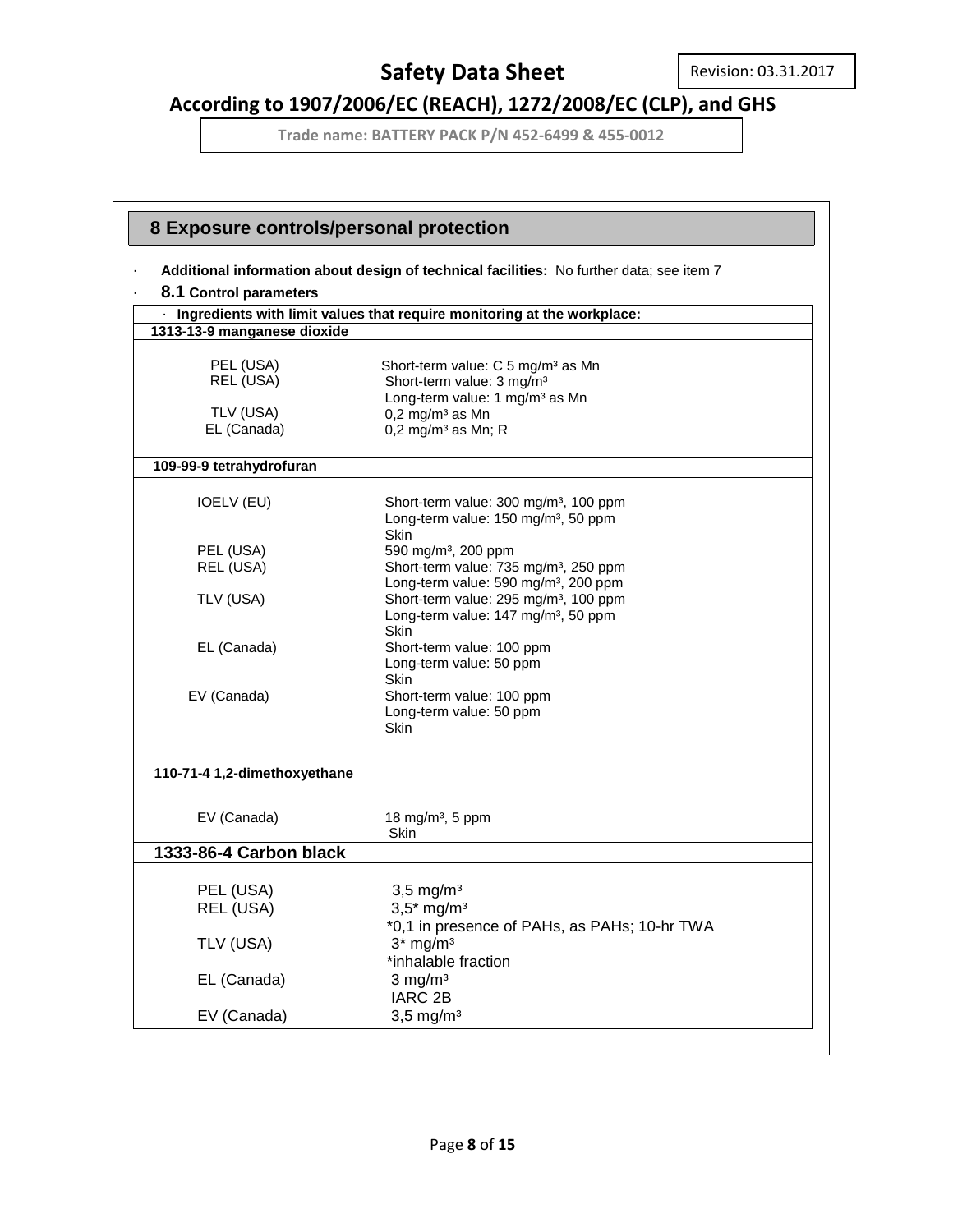## 8 Exposure controls/personal protection

· **Additional information about design of technical facilities:** No further data; see item 7

· **8.1 Control parameters**

| · Ingredients with limit values that require monitoring at the workplace: | |
|---|---|
| **1313-13-9 manganese dioxide** | |
| PEL (USA) | Short-term value: C 5 mg/m³ as Mn |
| REL (USA) | Short-term value: 3 mg/m³<br>Long-term value: 1 mg/m³ as Mn |
| TLV (USA) | 0,2 mg/m³ as Mn |
| EL (Canada) | 0,2 mg/m³ as Mn; R |
| **109-99-9 tetrahydrofuran** | |
| IOELV (EU) | Short-term value: 300 mg/m³, 100 ppm<br>Long-term value: 150 mg/m³, 50 ppm<br>Skin |
| PEL (USA) | 590 mg/m³, 200 ppm |
| REL (USA) | Short-term value: 735 mg/m³, 250 ppm<br>Long-term value: 590 mg/m³, 200 ppm |
| TLV (USA) | Short-term value: 295 mg/m³, 100 ppm<br>Long-term value: 147 mg/m³, 50 ppm<br>Skin |
| EL (Canada) | Short-term value: 100 ppm<br>Long-term value: 50 ppm<br>Skin |
| EV (Canada) | Short-term value: 100 ppm<br>Long-term value: 50 ppm<br>Skin |
| **110-71-4 1,2-dimethoxyethane** | |
| EV (Canada) | 18 mg/m³, 5 ppm<br>Skin |
| **1333-86-4 Carbon black** | |
| PEL (USA) | 3,5 mg/m³ |
| REL (USA) | 3,5* mg/m³<br>*0,1 in presence of PAHs, as PAHs; 10-hr TWA |
| TLV (USA) | 3* mg/m³<br>*inhalable fraction |
| EL (Canada) | 3 mg/m³<br>IARC 2B |
| EV (Canada) | 3,5 mg/m³ |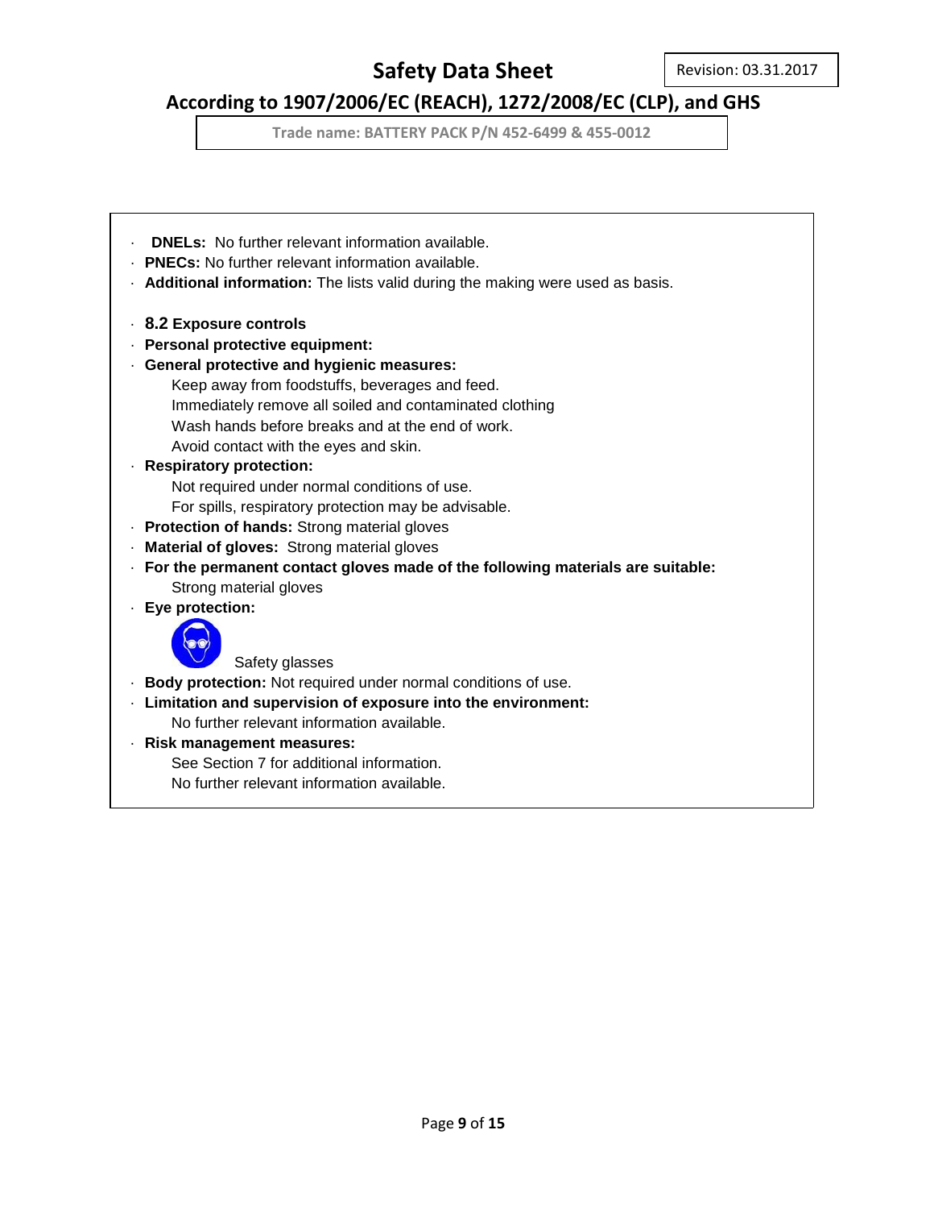· **DNELs:** No further relevant information available.
· **PNECs:** No further relevant information available.
· **Additional information:** The lists valid during the making were used as basis.

· **8.2 Exposure controls**
· **Personal protective equipment:**
· **General protective and hygienic measures:**
  Keep away from foodstuffs, beverages and feed.
  Immediately remove all soiled and contaminated clothing
  Wash hands before breaks and at the end of work.
  Avoid contact with the eyes and skin.
· **Respiratory protection:**
  Not required under normal conditions of use.
  For spills, respiratory protection may be advisable.
· **Protection of hands:** Strong material gloves
· **Material of gloves:** Strong material gloves
· **For the permanent contact gloves made of the following materials are suitable:**
  Strong material gloves
· **Eye protection:**
  Safety glasses
· **Body protection:** Not required under normal conditions of use.
· **Limitation and supervision of exposure into the environment:**
  No further relevant information available.
· **Risk management measures:**
  See Section 7 for additional information.
  No further relevant information available.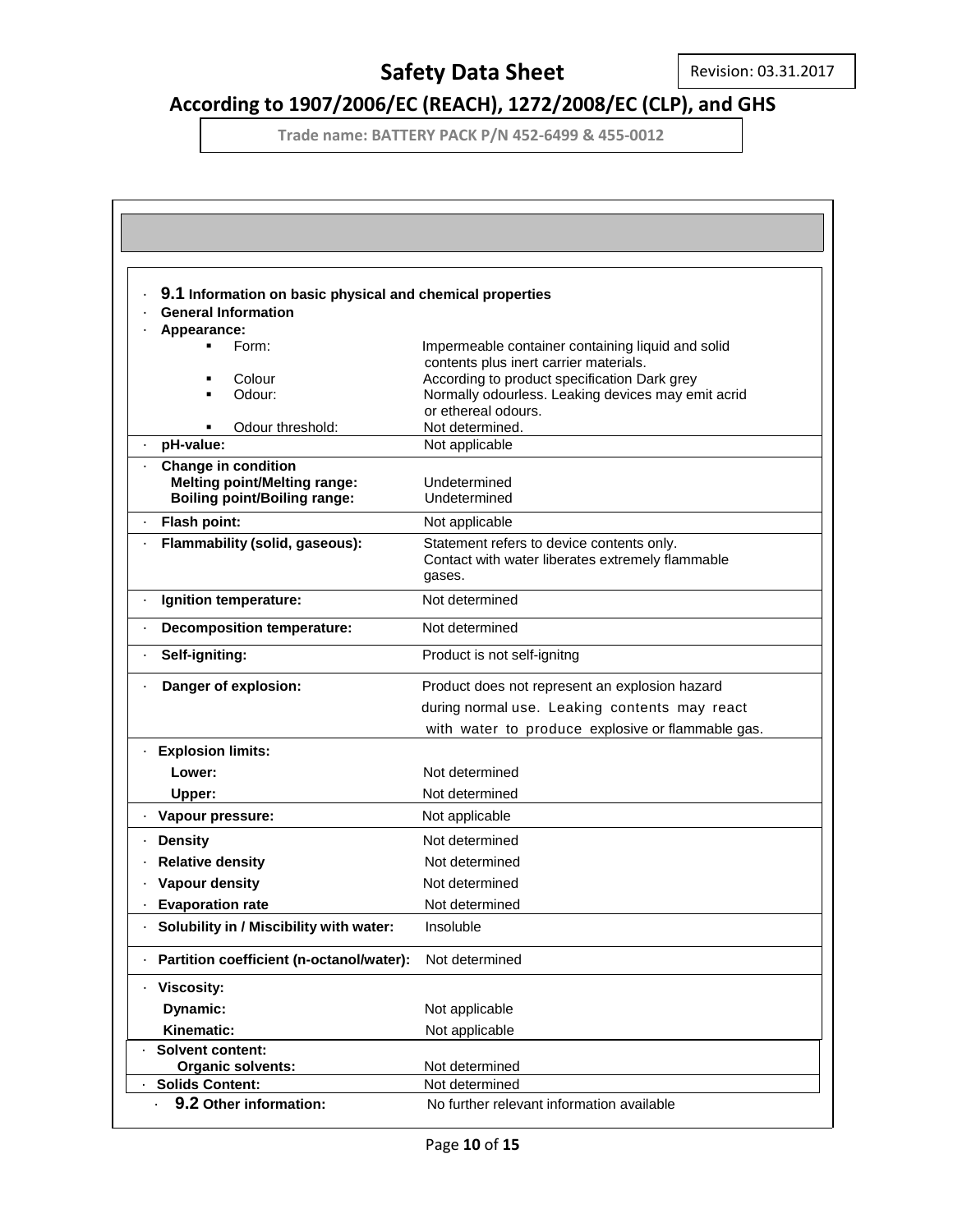- **9.1 Information on basic physical and chemical properties**
- **General Information**
- **Appearance:**
  - Form: Impermeable container containing liquid and solid contents plus inert carrier materials.
  - Colour: According to product specification Dark grey
  - Odour: Normally odourless. Leaking devices may emit acrid or ethereal odours.
  - Odour threshold: Not determined.

| Property | Value |
|---|---|
| **pH-value:** | Not applicable |
| **Change in condition** | |
| **Melting point/Melting range:** | Undetermined |
| **Boiling point/Boiling range:** | Undetermined |
| **Flash point:** | Not applicable |
| **Flammability (solid, gaseous):** | Statement refers to device contents only. Contact with water liberates extremely flammable gases. |
| **Ignition temperature:** | Not determined |
| **Decomposition temperature:** | Not determined |
| **Self-igniting:** | Product is not self-ignitng |
| **Danger of explosion:** | Product does not represent an explosion hazard during normal use. Leaking contents may react with water to produce explosive or flammable gas. |
| **Explosion limits:** | |
| **Lower:** | Not determined |
| **Upper:** | Not determined |
| **Vapour pressure:** | Not applicable |
| **Density** | Not determined |
| **Relative density** | Not determined |
| **Vapour density** | Not determined |
| **Evaporation rate** | Not determined |
| **Solubility in / Miscibility with water:** | Insoluble |
| **Partition coefficient (n-octanol/water):** | Not determined |
| **Viscosity:** | |
| **Dynamic:** | Not applicable |
| **Kinematic:** | Not applicable |
| **Solvent content:** | |
| **Organic solvents:** | Not determined |
| **Solids Content:** | Not determined |

- **9.2 Other information:** No further relevant information available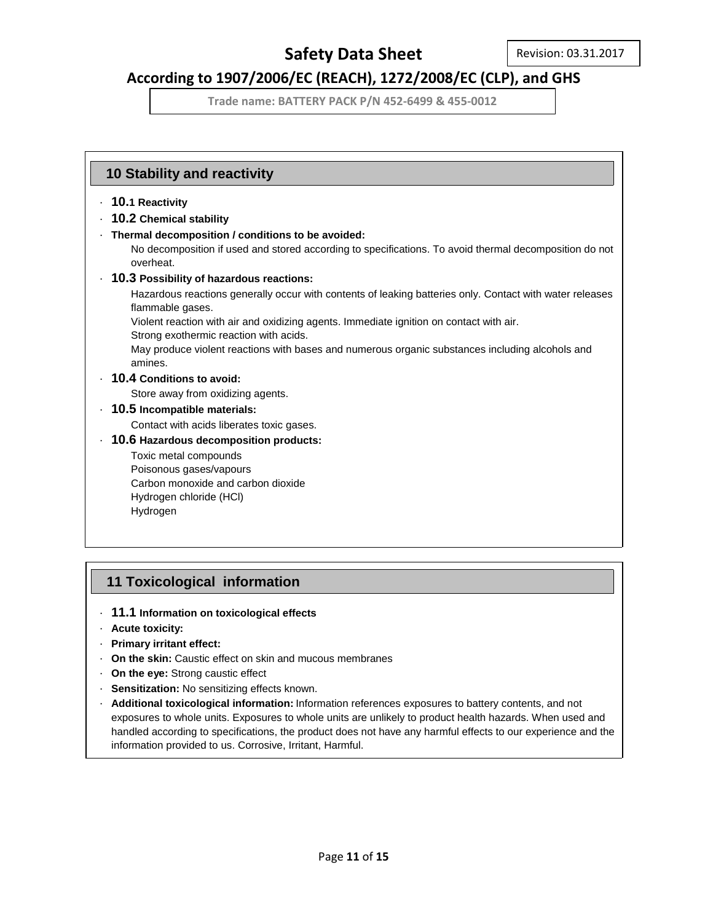## 10 Stability and reactivity

- **10.1 Reactivity**
- **10.2 Chemical stability**
- **Thermal decomposition / conditions to be avoided:**
  No decomposition if used and stored according to specifications. To avoid thermal decomposition do not overheat.
- **10.3 Possibility of hazardous reactions:**
  Hazardous reactions generally occur with contents of leaking batteries only. Contact with water releases flammable gases.
  Violent reaction with air and oxidizing agents. Immediate ignition on contact with air.
  Strong exothermic reaction with acids.
  May produce violent reactions with bases and numerous organic substances including alcohols and amines.
- **10.4 Conditions to avoid:**
  Store away from oxidizing agents.
- **10.5 Incompatible materials:**
  Contact with acids liberates toxic gases.
- **10.6 Hazardous decomposition products:**
  Toxic metal compounds
  Poisonous gases/vapours
  Carbon monoxide and carbon dioxide
  Hydrogen chloride (HCl)
  Hydrogen

## 11 Toxicological information

- **11.1 Information on toxicological effects**
- **Acute toxicity:**
- **Primary irritant effect:**
- **On the skin:** Caustic effect on skin and mucous membranes
- **On the eye:** Strong caustic effect
- **Sensitization:** No sensitizing effects known.
- **Additional toxicological information:** Information references exposures to battery contents, and not exposures to whole units. Exposures to whole units are unlikely to product health hazards. When used and handled according to specifications, the product does not have any harmful effects to our experience and the information provided to us. Corrosive, Irritant, Harmful.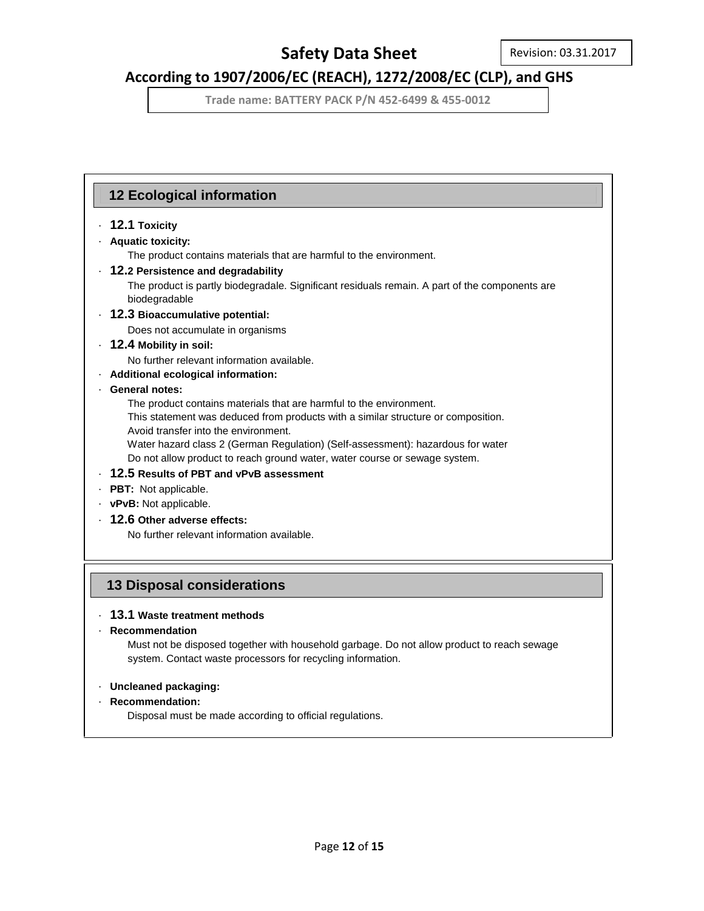## 12 Ecological information

- **12.1 Toxicity**
- **Aquatic toxicity:**
  The product contains materials that are harmful to the environment.
- **12.2 Persistence and degradability**
  The product is partly biodegradale. Significant residuals remain. A part of the components are biodegradable
- **12.3 Bioaccumulative potential:**
  Does not accumulate in organisms
- **12.4 Mobility in soil:**
  No further relevant information available.
- **Additional ecological information:**
- **General notes:**
  The product contains materials that are harmful to the environment.
  This statement was deduced from products with a similar structure or composition.
  Avoid transfer into the environment.
  Water hazard class 2 (German Regulation) (Self-assessment): hazardous for water
  Do not allow product to reach ground water, water course or sewage system.
- **12.5 Results of PBT and vPvB assessment**
- **PBT:** Not applicable.
- **vPvB:** Not applicable.
- **12.6 Other adverse effects:**
  No further relevant information available.

## 13 Disposal considerations

- **13.1 Waste treatment methods**
- **Recommendation**
  Must not be disposed together with household garbage. Do not allow product to reach sewage system. Contact waste processors for recycling information.

- **Uncleaned packaging:**
- **Recommendation:**
  Disposal must be made according to official regulations.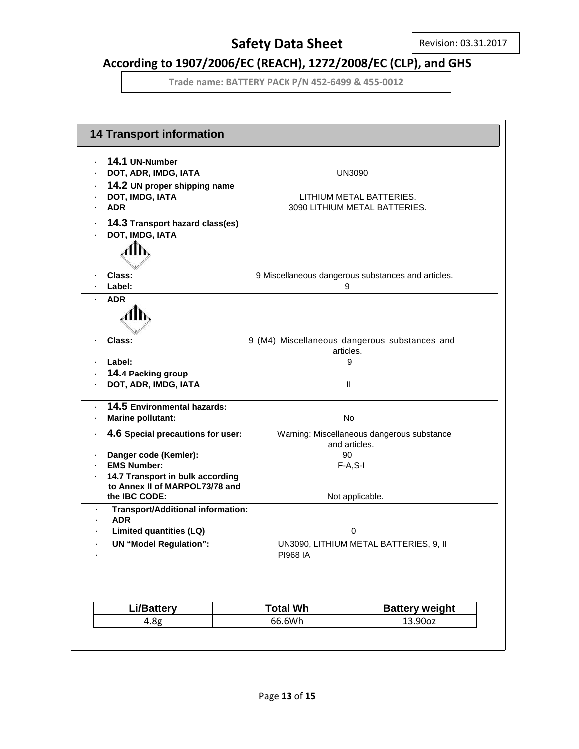# Safety Data Sheet

Revision: 03.31.2017

## According to 1907/2006/EC (REACH), 1272/2008/EC (CLP), and GHS

**Trade name: BATTERY PACK P/N 452-6499 & 455-0012**

## 14 Transport information

| | |
|---|---|
| · **14.1 UN-Number** | |
| · **DOT, ADR, IMDG, IATA** | UN3090 |
| · **14.2 UN proper shipping name** | |
| · **DOT, IMDG, IATA** | LITHIUM METAL BATTERIES. |
| · **ADR** | 3090 LITHIUM METAL BATTERIES. |
| · **14.3 Transport hazard class(es)** | |
| · **DOT, IMDG, IATA** | |
| · **Class:** | 9 Miscellaneous dangerous substances and articles. |
| · **Label:** | 9 |
| · **ADR** | |
| · **Class:** | 9 (M4) Miscellaneous dangerous substances and articles. |
| · **Label:** | 9 |
| · **14.4 Packing group** | |
| · **DOT, ADR, IMDG, IATA** | II |
| · **14.5 Environmental hazards:** | |
| · **Marine pollutant:** | No |
| · **4.6 Special precautions for user:** | Warning: Miscellaneous dangerous substance and articles. |
| · **Danger code (Kemler):** | 90 |
| · **EMS Number:** | F-A,S-I |
| · **14.7 Transport in bulk according to Annex II of MARPOL73/78 and the IBC CODE:** | Not applicable. |
| · **Transport/Additional information:** | |
| · **ADR** | |
| · **Limited quantities (LQ)** | 0 |
| · **UN "Model Regulation":** | UN3090, LITHIUM METAL BATTERIES, 9, II PI968 IA |

| Li/Battery | Total Wh | Battery weight |
|---|---|---|
| 4.8g | 66.6Wh | 13.90oz |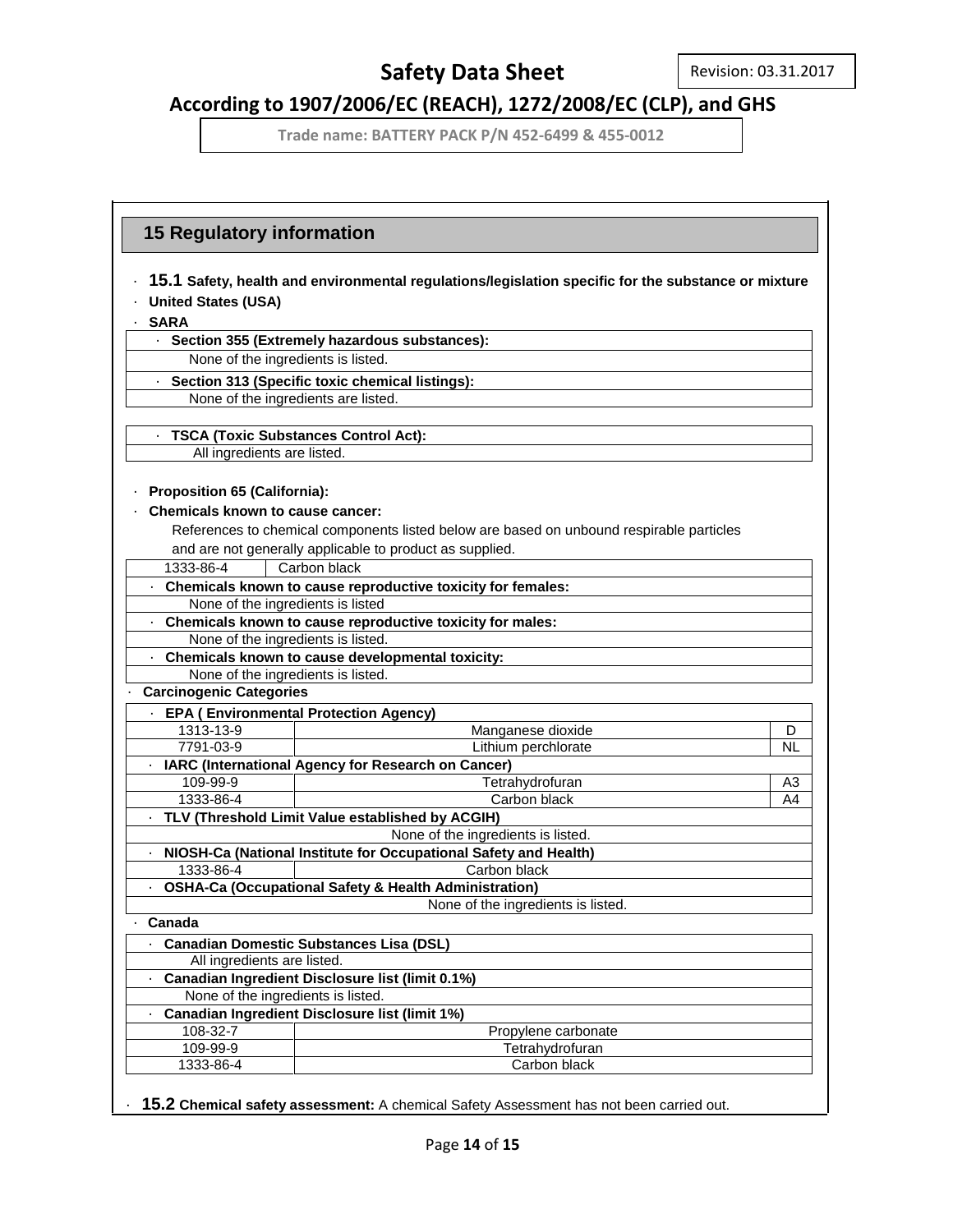## 15 Regulatory information

· **15.1 Safety, health and environmental regulations/legislation specific for the substance or mixture**

· **United States (USA)**

· **SARA**

| · **Section 355 (Extremely hazardous substances):** |
|---|
| None of the ingredients is listed. |
| · **Section 313 (Specific toxic chemical listings):** |
| None of the ingredients are listed. |

| · **TSCA (Toxic Substances Control Act):** |
|---|
| All ingredients are listed. |

· **Proposition 65 (California):**

· **Chemicals known to cause cancer:**

References to chemical components listed below are based on unbound respirable particles and are not generally applicable to product as supplied.

| 1333-86-4 | Carbon black |
|---|---|
| · **Chemicals known to cause reproductive toxicity for females:** | |
| None of the ingredients is listed | |
| · **Chemicals known to cause reproductive toxicity for males:** | |
| None of the ingredients is listed. | |
| · **Chemicals known to cause developmental toxicity:** | |
| None of the ingredients is listed. | |

· **Carcinogenic Categories**

| · **EPA ( Environmental Protection Agency)** | | |
|---|---|---|
| 1313-13-9 | Manganese dioxide | D |
| 7791-03-9 | Lithium perchlorate | NL |
| · **IARC (International Agency for Research on Cancer)** | | |
| 109-99-9 | Tetrahydrofuran | A3 |
| 1333-86-4 | Carbon black | A4 |
| · **TLV (Threshold Limit Value established by ACGIH)** | | |
| | None of the ingredients is listed. | |
| · **NIOSH-Ca (National Institute for Occupational Safety and Health)** | | |
| 1333-86-4 | Carbon black | |
| · **OSHA-Ca (Occupational Safety & Health Administration)** | | |
| | None of the ingredients is listed. | |

· **Canada**

| · **Canadian Domestic Substances Lisa (DSL)** | |
|---|---|
| All ingredients are listed. | |
| · **Canadian Ingredient Disclosure list (limit 0.1%)** | |
| None of the ingredients is listed. | |
| · **Canadian Ingredient Disclosure list (limit 1%)** | |
| 108-32-7 | Propylene carbonate |
| 109-99-9 | Tetrahydrofuran |
| 1333-86-4 | Carbon black |

· **15.2 Chemical safety assessment:** A chemical Safety Assessment has not been carried out.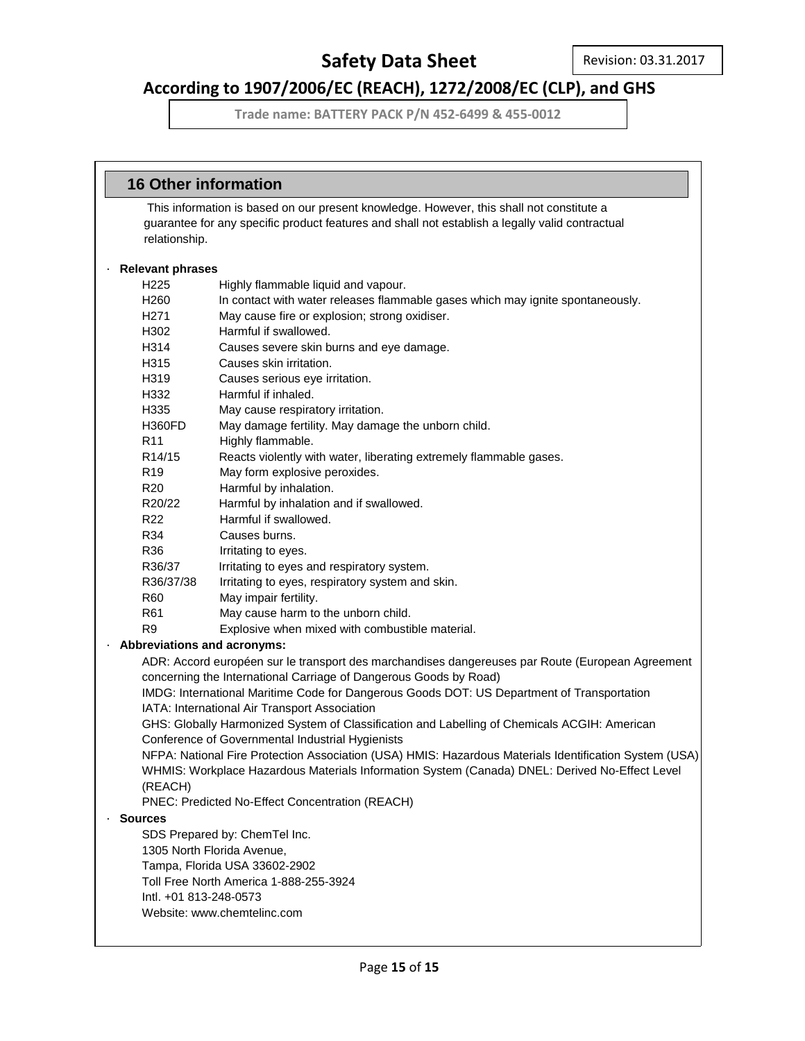## 16 Other information

This information is based on our present knowledge. However, this shall not constitute a guarantee for any specific product features and shall not establish a legally valid contractual relationship.

· **Relevant phrases**

| | |
|---|---|
| H225 | Highly flammable liquid and vapour. |
| H260 | In contact with water releases flammable gases which may ignite spontaneously. |
| H271 | May cause fire or explosion; strong oxidiser. |
| H302 | Harmful if swallowed. |
| H314 | Causes severe skin burns and eye damage. |
| H315 | Causes skin irritation. |
| H319 | Causes serious eye irritation. |
| H332 | Harmful if inhaled. |
| H335 | May cause respiratory irritation. |
| H360FD | May damage fertility. May damage the unborn child. |
| R11 | Highly flammable. |
| R14/15 | Reacts violently with water, liberating extremely flammable gases. |
| R19 | May form explosive peroxides. |
| R20 | Harmful by inhalation. |
| R20/22 | Harmful by inhalation and if swallowed. |
| R22 | Harmful if swallowed. |
| R34 | Causes burns. |
| R36 | Irritating to eyes. |
| R36/37 | Irritating to eyes and respiratory system. |
| R36/37/38 | Irritating to eyes, respiratory system and skin. |
| R60 | May impair fertility. |
| R61 | May cause harm to the unborn child. |
| R9 | Explosive when mixed with combustible material. |

· **Abbreviations and acronyms:**

ADR: Accord européen sur le transport des marchandises dangereuses par Route (European Agreement concerning the International Carriage of Dangerous Goods by Road)
IMDG: International Maritime Code for Dangerous Goods DOT: US Department of Transportation
IATA: International Air Transport Association
GHS: Globally Harmonized System of Classification and Labelling of Chemicals ACGIH: American Conference of Governmental Industrial Hygienists
NFPA: National Fire Protection Association (USA) HMIS: Hazardous Materials Identification System (USA)
WHMIS: Workplace Hazardous Materials Information System (Canada) DNEL: Derived No-Effect Level (REACH)
PNEC: Predicted No-Effect Concentration (REACH)

· **Sources**

SDS Prepared by: ChemTel Inc.
1305 North Florida Avenue,
Tampa, Florida USA 33602-2902
Toll Free North America 1-888-255-3924
Intl. +01 813-248-0573
Website: www.chemtelinc.com